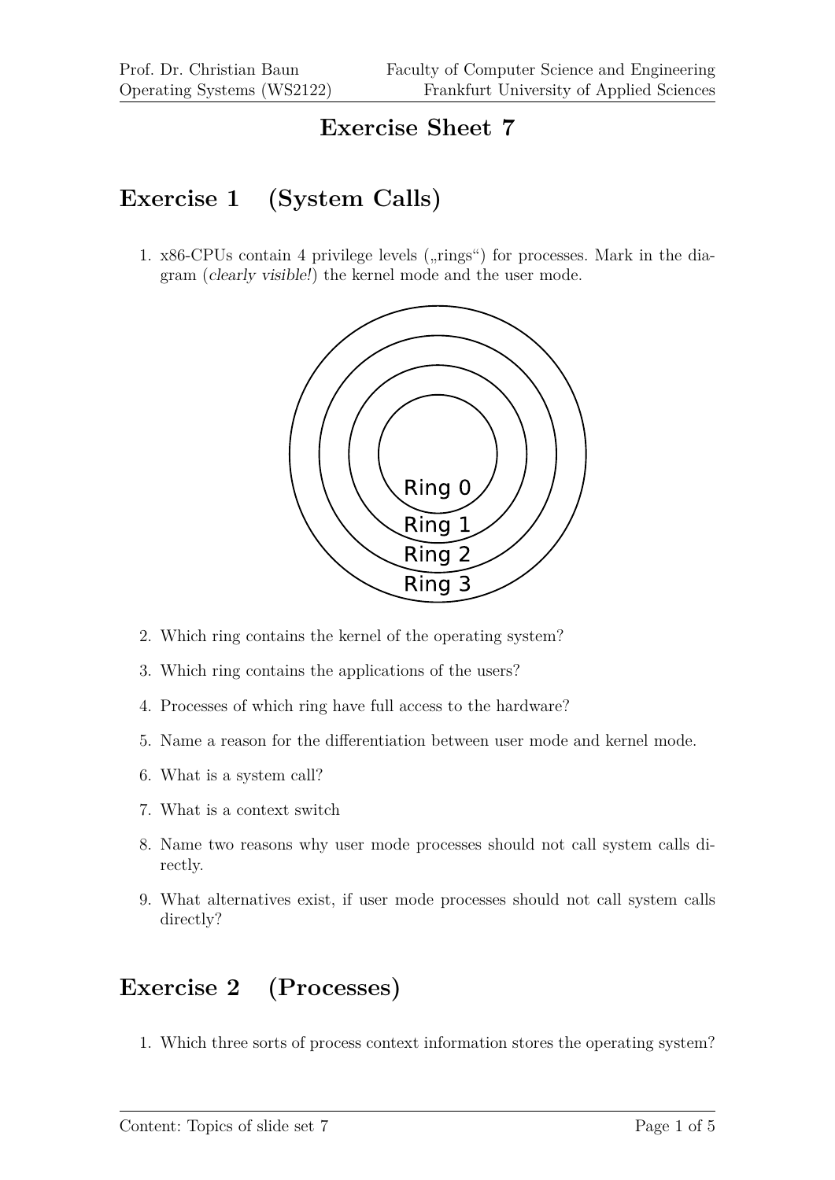# Exercise Sheet 7

## Exercise 1 (System Calls)

1. x86-CPUs contain 4 privilege levels („rings“) for processes. Mark in the diagram (*clearly visible!*) the kernel mode and the user mode.

   Ring 0
   Ring 1
   Ring 2
   Ring 3

2. Which ring contains the kernel of the operating system?
3. Which ring contains the applications of the users?
4. Processes of which ring have full access to the hardware?
5. Name a reason for the differentiation between user mode and kernel mode.
6. What is a system call?
7. What is a context switch
8. Name two reasons why user mode processes should not call system calls directly.
9. What alternatives exist, if user mode processes should not call system calls directly?

## Exercise 2 (Processes)

1. Which three sorts of process context information stores the operating system?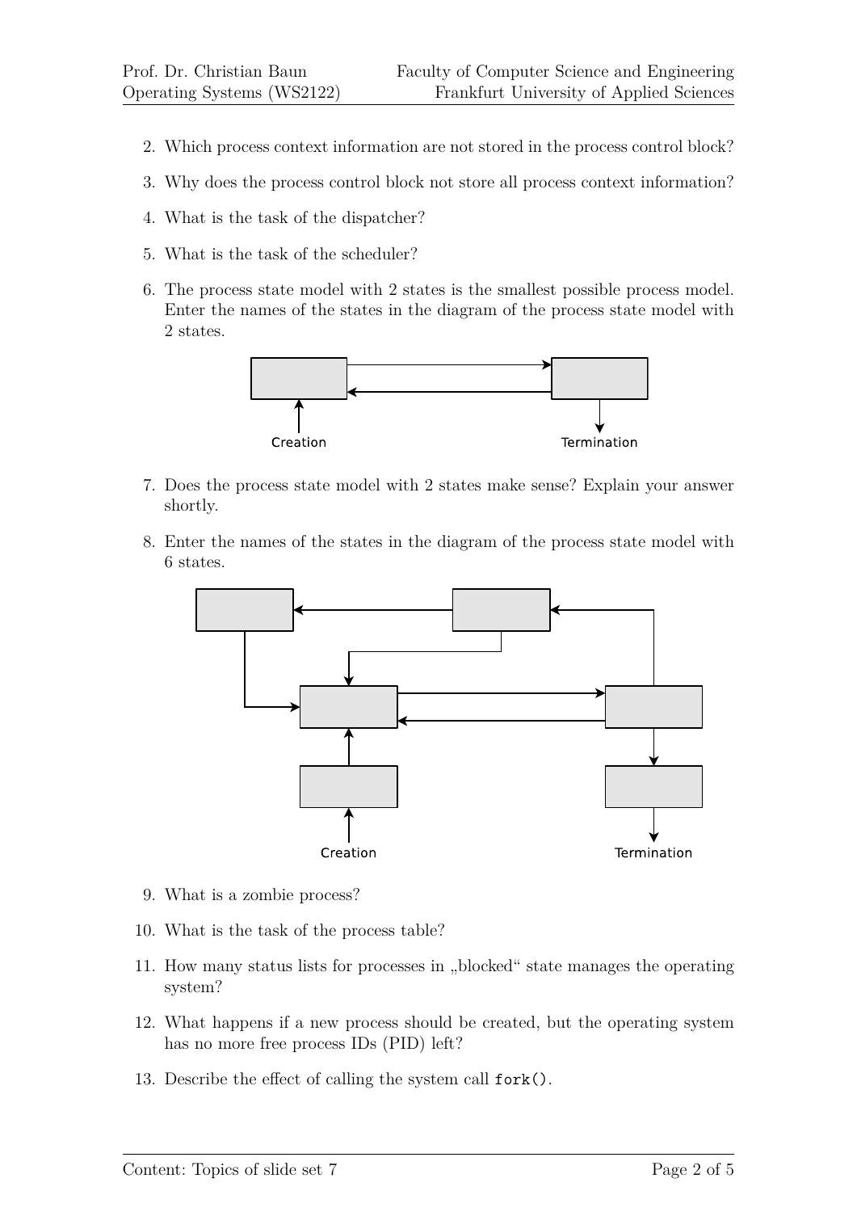2. Which process context information are not stored in the process control block?

3. Why does the process control block not store all process context information?

4. What is the task of the dispatcher?

5. What is the task of the scheduler?

6. The process state model with 2 states is the smallest possible process model. Enter the names of the states in the diagram of the process state model with 2 states.

   Creation    Termination

7. Does the process state model with 2 states make sense? Explain your answer shortly.

8. Enter the names of the states in the diagram of the process state model with 6 states.

   Creation    Termination

9. What is a zombie process?

10. What is the task of the process table?

11. How many status lists for processes in „blocked" state manages the operating system?

12. What happens if a new process should be created, but the operating system has no more free process IDs (PID) left?

13. Describe the effect of calling the system call `fork()`.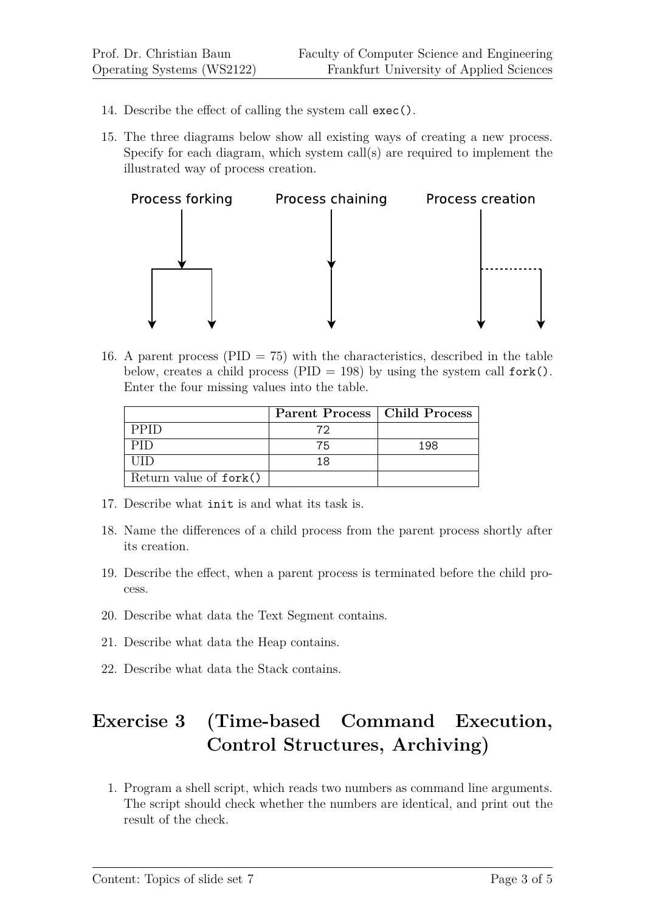14. Describe the effect of calling the system call `exec()`.

15. The three diagrams below show all existing ways of creating a new process. Specify for each diagram, which system call(s) are required to implement the illustrated way of process creation.

    Process forking    Process chaining    Process creation

16. A parent process (PID = 75) with the characteristics, described in the table below, creates a child process (PID = 198) by using the system call `fork()`. Enter the four missing values into the table.

| | **Parent Process** | **Child Process** |
|---|---|---|
| PPID | 72 | |
| PID | 75 | 198 |
| UID | 18 | |
| Return value of `fork()` | | |

17. Describe what `init` is and what its task is.

18. Name the differences of a child process from the parent process shortly after its creation.

19. Describe the effect, when a parent process is terminated before the child process.

20. Describe what data the Text Segment contains.

21. Describe what data the Heap contains.

22. Describe what data the Stack contains.

## Exercise 3 (Time-based Command Execution, Control Structures, Archiving)

1. Program a shell script, which reads two numbers as command line arguments. The script should check whether the numbers are identical, and print out the result of the check.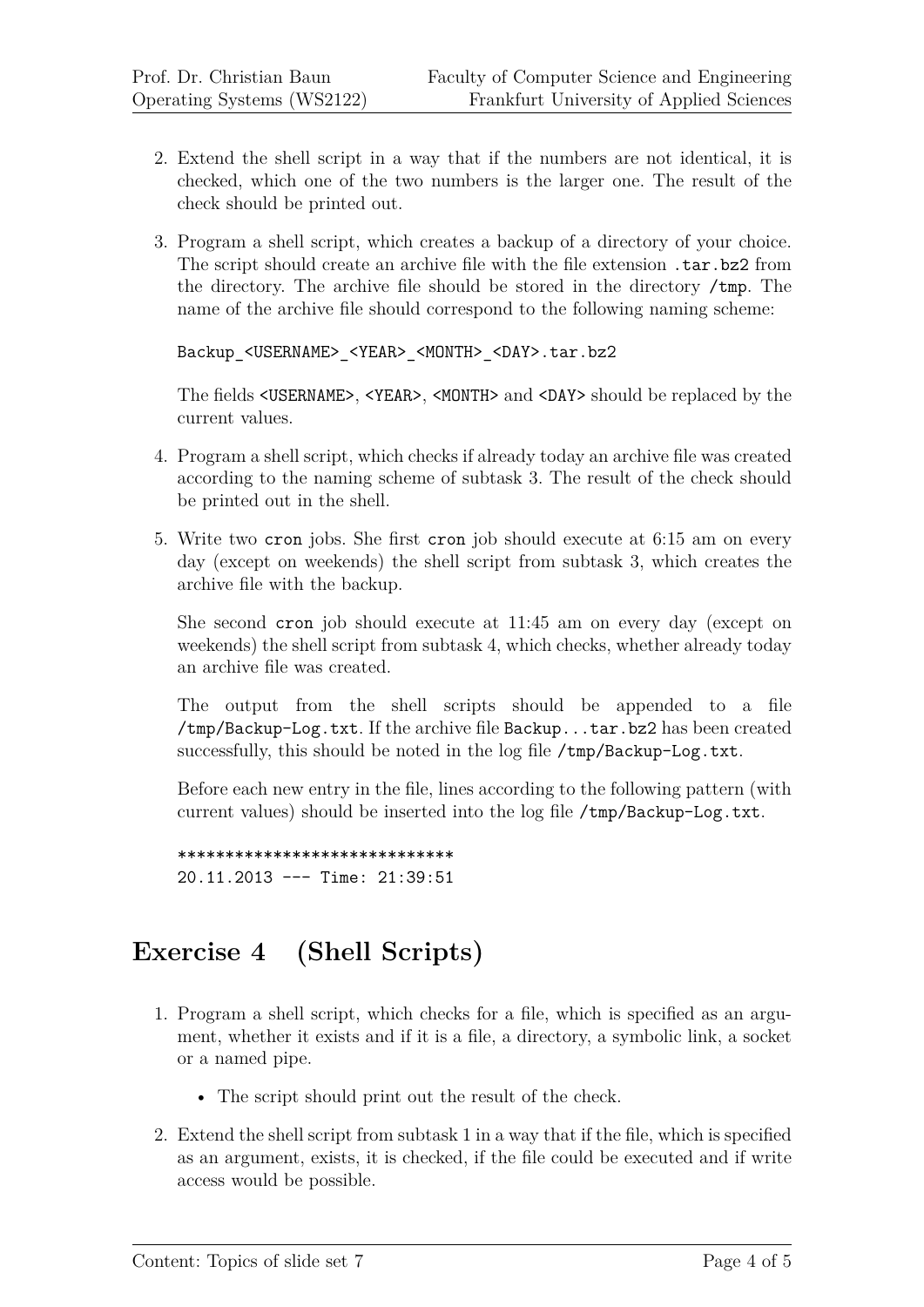2. Extend the shell script in a way that if the numbers are not identical, it is checked, which one of the two numbers is the larger one. The result of the check should be printed out.

3. Program a shell script, which creates a backup of a directory of your choice. The script should create an archive file with the file extension `.tar.bz2` from the directory. The archive file should be stored in the directory `/tmp`. The name of the archive file should correspond to the following naming scheme:

   ```
   Backup_<USERNAME>_<YEAR>_<MONTH>_<DAY>.tar.bz2
   ```

   The fields `<USERNAME>`, `<YEAR>`, `<MONTH>` and `<DAY>` should be replaced by the current values.

4. Program a shell script, which checks if already today an archive file was created according to the naming scheme of subtask 3. The result of the check should be printed out in the shell.

5. Write two `cron` jobs. She first `cron` job should execute at 6:15 am on every day (except on weekends) the shell script from subtask 3, which creates the archive file with the backup.

   She second `cron` job should execute at 11:45 am on every day (except on weekends) the shell script from subtask 4, which checks, whether already today an archive file was created.

   The output from the shell scripts should be appended to a file `/tmp/Backup-Log.txt`. If the archive file `Backup...tar.bz2` has been created successfully, this should be noted in the log file `/tmp/Backup-Log.txt`.

   Before each new entry in the file, lines according to the following pattern (with current values) should be inserted into the log file `/tmp/Backup-Log.txt`.

   ```
   *****************************
   20.11.2013 --- Time: 21:39:51
   ```

## Exercise 4 (Shell Scripts)

1. Program a shell script, which checks for a file, which is specified as an argument, whether it exists and if it is a file, a directory, a symbolic link, a socket or a named pipe.

   - The script should print out the result of the check.

2. Extend the shell script from subtask 1 in a way that if the file, which is specified as an argument, exists, it is checked, if the file could be executed and if write access would be possible.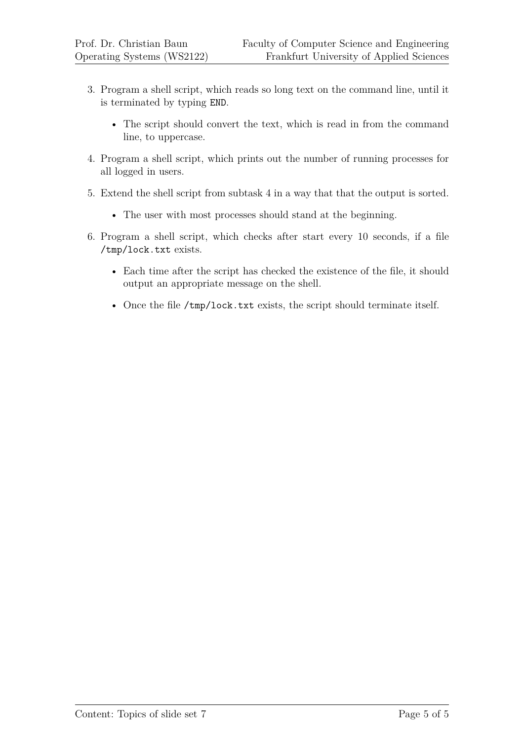3. Program a shell script, which reads so long text on the command line, until it is terminated by typing `END`.
   - The script should convert the text, which is read in from the command line, to uppercase.
4. Program a shell script, which prints out the number of running processes for all logged in users.
5. Extend the shell script from subtask 4 in a way that that the output is sorted.
   - The user with most processes should stand at the beginning.
6. Program a shell script, which checks after start every 10 seconds, if a file `/tmp/lock.txt` exists.
   - Each time after the script has checked the existence of the file, it should output an appropriate message on the shell.
   - Once the file `/tmp/lock.txt` exists, the script should terminate itself.